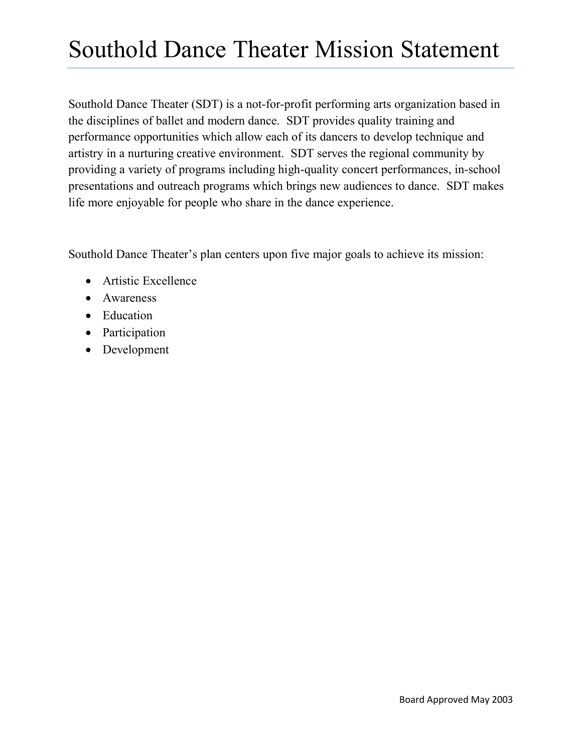# Southold Dance Theater Mission Statement

Southold Dance Theater (SDT) is a not-for-profit performing arts organization based in the disciplines of ballet and modern dance. SDT provides quality training and performance opportunities which allow each of its dancers to develop technique and artistry in a nurturing creative environment. SDT serves the regional community by providing a variety of programs including high-quality concert performances, in-school presentations and outreach programs which brings new audiences to dance. SDT makes life more enjoyable for people who share in the dance experience.

Southold Dance Theater's plan centers upon five major goals to achieve its mission:

- Artistic Excellence
- Awareness
- Education
- Participation
- Development

Board Approved May 2003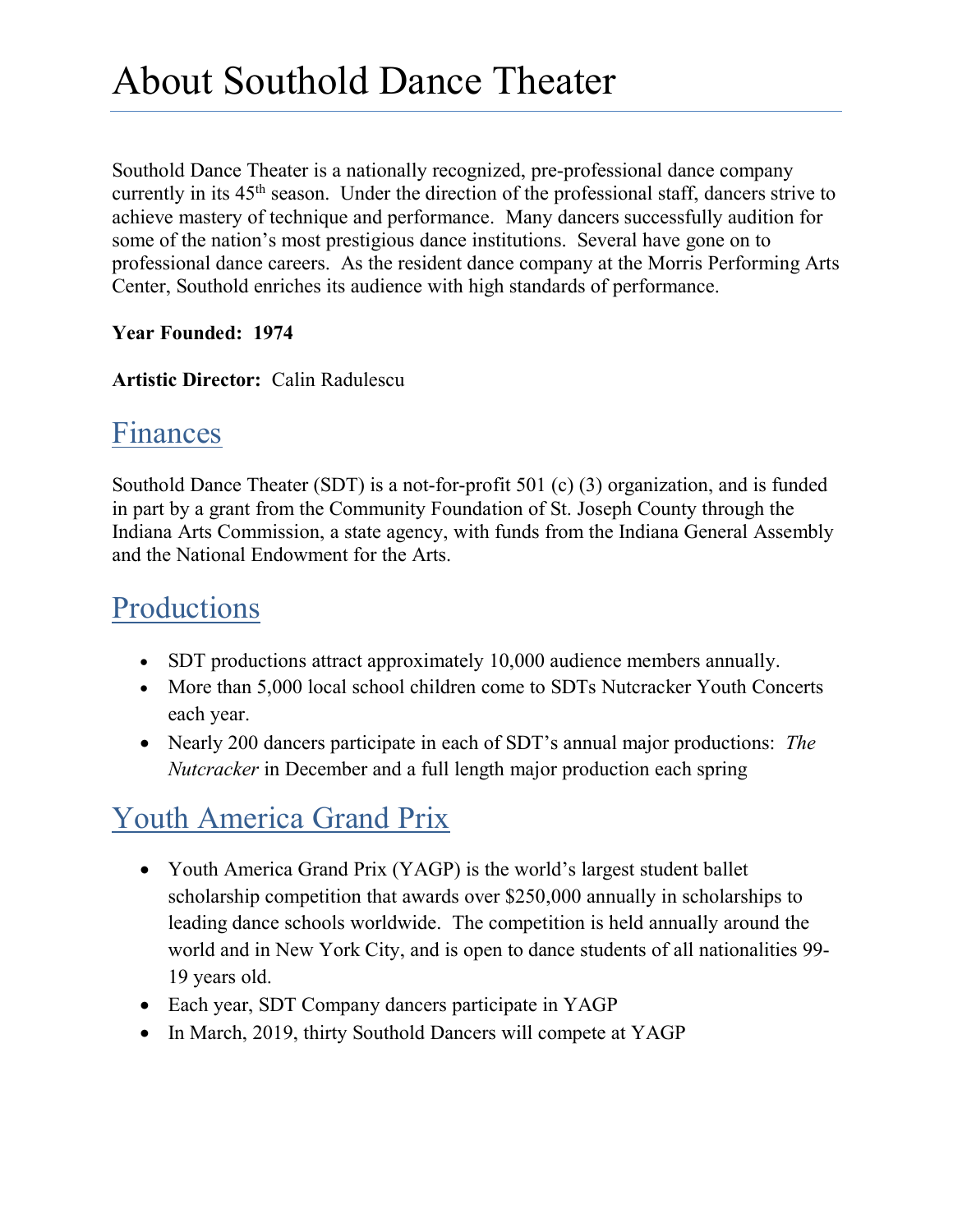# About Southold Dance Theater

Southold Dance Theater is a nationally recognized, pre-professional dance company currently in its 45th season. Under the direction of the professional staff, dancers strive to achieve mastery of technique and performance. Many dancers successfully audition for some of the nation's most prestigious dance institutions. Several have gone on to professional dance careers. As the resident dance company at the Morris Performing Arts Center, Southold enriches its audience with high standards of performance.

**Year Founded: 1974**

**Artistic Director:** Calin Radulescu

## Finances

Southold Dance Theater (SDT) is a not-for-profit 501 (c) (3) organization, and is funded in part by a grant from the Community Foundation of St. Joseph County through the Indiana Arts Commission, a state agency, with funds from the Indiana General Assembly and the National Endowment for the Arts.

## Productions

- SDT productions attract approximately 10,000 audience members annually.
- More than 5,000 local school children come to SDTs Nutcracker Youth Concerts each year.
- Nearly 200 dancers participate in each of SDT's annual major productions: *The Nutcracker* in December and a full length major production each spring

## Youth America Grand Prix

- Youth America Grand Prix (YAGP) is the world's largest student ballet scholarship competition that awards over $250,000 annually in scholarships to leading dance schools worldwide. The competition is held annually around the world and in New York City, and is open to dance students of all nationalities 99-19 years old.
- Each year, SDT Company dancers participate in YAGP
- In March, 2019, thirty Southold Dancers will compete at YAGP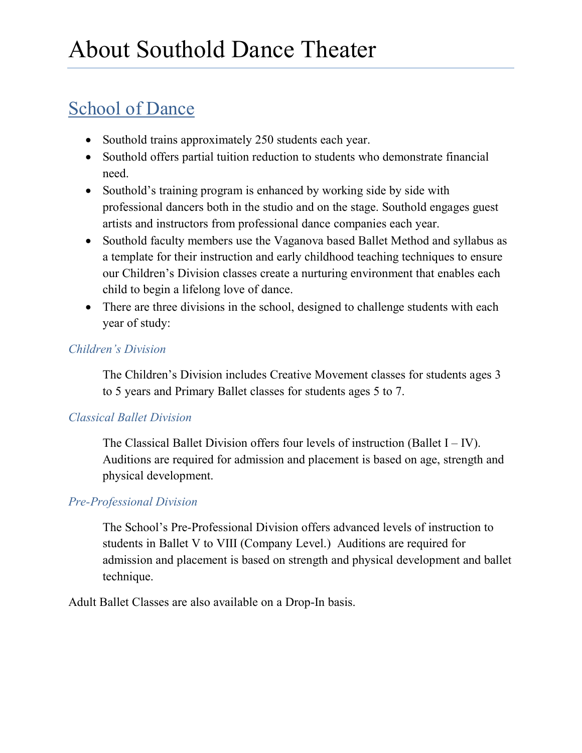# About Southold Dance Theater

## School of Dance

- Southold trains approximately 250 students each year.
- Southold offers partial tuition reduction to students who demonstrate financial need.
- Southold's training program is enhanced by working side by side with professional dancers both in the studio and on the stage. Southold engages guest artists and instructors from professional dance companies each year.
- Southold faculty members use the Vaganova based Ballet Method and syllabus as a template for their instruction and early childhood teaching techniques to ensure our Children's Division classes create a nurturing environment that enables each child to begin a lifelong love of dance.
- There are three divisions in the school, designed to challenge students with each year of study:

### *Children's Division*

The Children's Division includes Creative Movement classes for students ages 3 to 5 years and Primary Ballet classes for students ages 5 to 7.

### *Classical Ballet Division*

The Classical Ballet Division offers four levels of instruction (Ballet I – IV). Auditions are required for admission and placement is based on age, strength and physical development.

### *Pre-Professional Division*

The School's Pre-Professional Division offers advanced levels of instruction to students in Ballet V to VIII (Company Level.) Auditions are required for admission and placement is based on strength and physical development and ballet technique.

Adult Ballet Classes are also available on a Drop-In basis.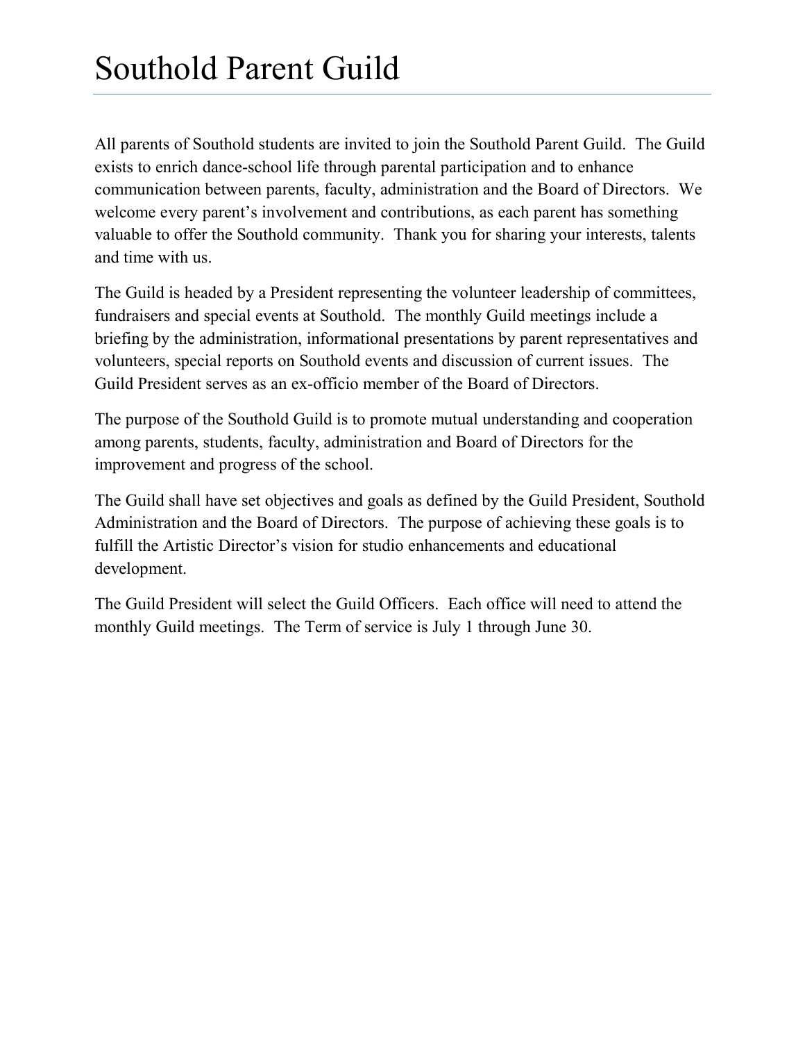# Southold Parent Guild

All parents of Southold students are invited to join the Southold Parent Guild. The Guild exists to enrich dance-school life through parental participation and to enhance communication between parents, faculty, administration and the Board of Directors. We welcome every parent's involvement and contributions, as each parent has something valuable to offer the Southold community. Thank you for sharing your interests, talents and time with us.

The Guild is headed by a President representing the volunteer leadership of committees, fundraisers and special events at Southold. The monthly Guild meetings include a briefing by the administration, informational presentations by parent representatives and volunteers, special reports on Southold events and discussion of current issues. The Guild President serves as an ex-officio member of the Board of Directors.

The purpose of the Southold Guild is to promote mutual understanding and cooperation among parents, students, faculty, administration and Board of Directors for the improvement and progress of the school.

The Guild shall have set objectives and goals as defined by the Guild President, Southold Administration and the Board of Directors. The purpose of achieving these goals is to fulfill the Artistic Director's vision for studio enhancements and educational development.

The Guild President will select the Guild Officers. Each office will need to attend the monthly Guild meetings. The Term of service is July 1 through June 30.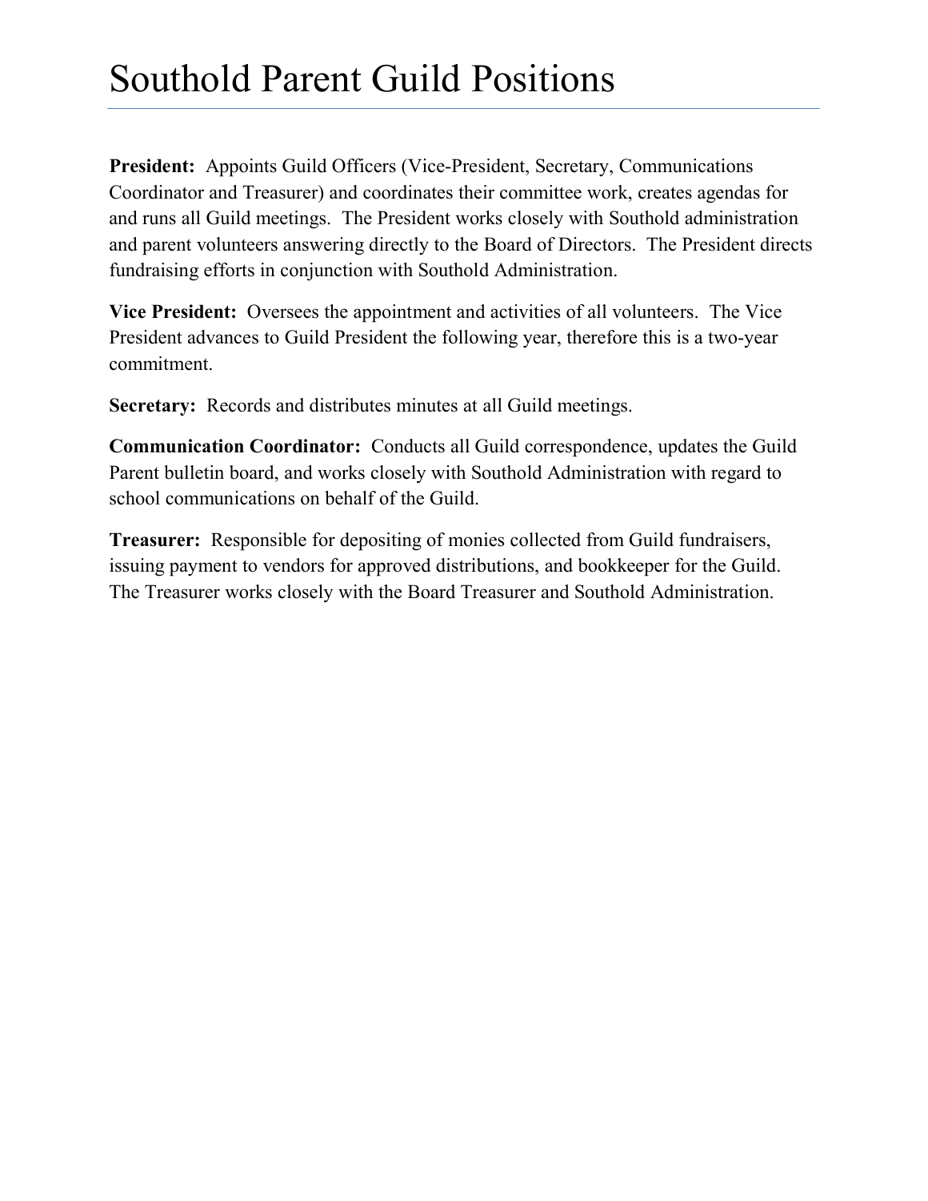# Southold Parent Guild Positions

**President:** Appoints Guild Officers (Vice-President, Secretary, Communications Coordinator and Treasurer) and coordinates their committee work, creates agendas for and runs all Guild meetings. The President works closely with Southold administration and parent volunteers answering directly to the Board of Directors. The President directs fundraising efforts in conjunction with Southold Administration.

**Vice President:** Oversees the appointment and activities of all volunteers. The Vice President advances to Guild President the following year, therefore this is a two-year commitment.

**Secretary:** Records and distributes minutes at all Guild meetings.

**Communication Coordinator:** Conducts all Guild correspondence, updates the Guild Parent bulletin board, and works closely with Southold Administration with regard to school communications on behalf of the Guild.

**Treasurer:** Responsible for depositing of monies collected from Guild fundraisers, issuing payment to vendors for approved distributions, and bookkeeper for the Guild. The Treasurer works closely with the Board Treasurer and Southold Administration.